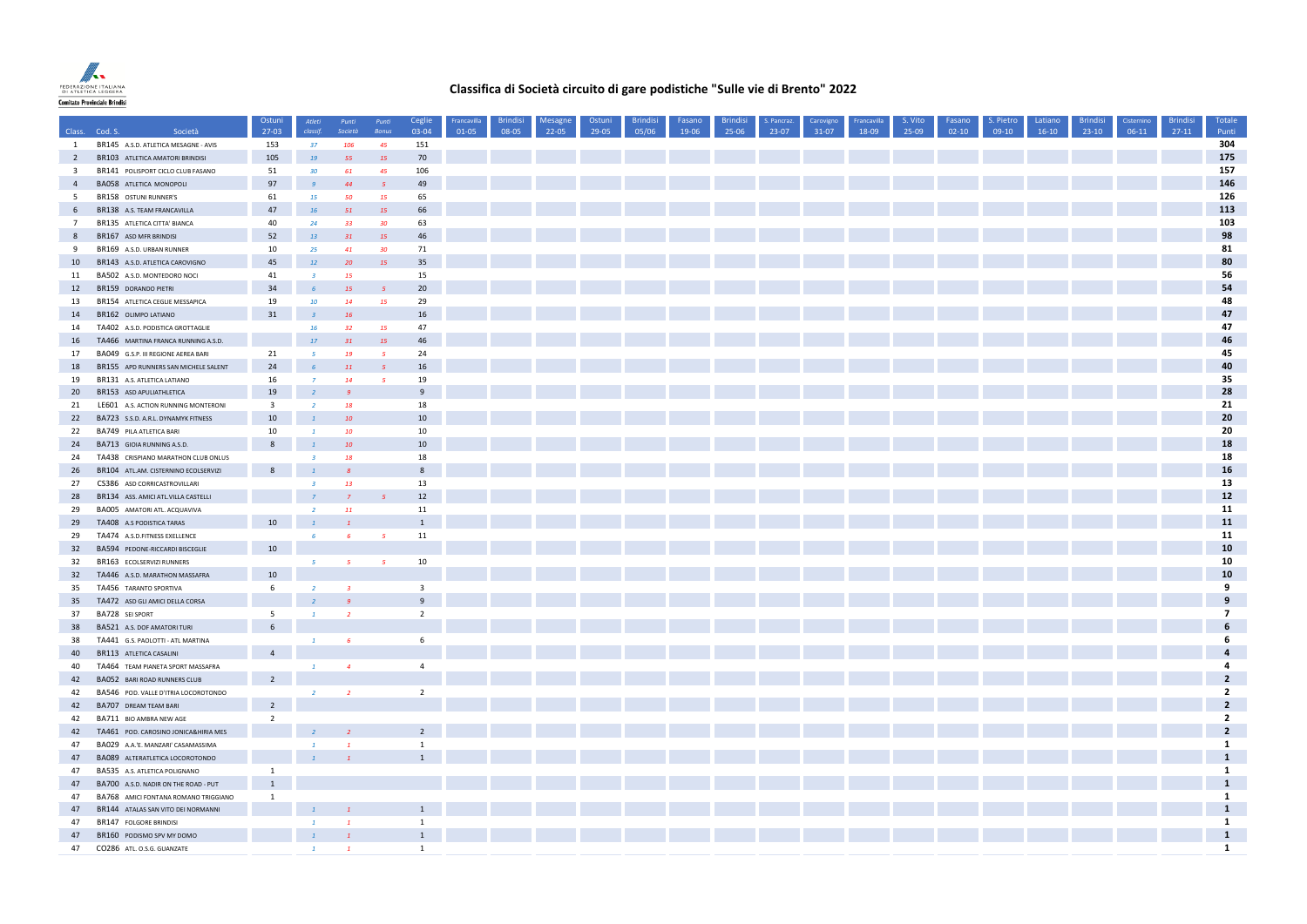## Classifica di Società circuito di gare podistiche "Sulle vie di Brento" 2022

| Class. | Cod. S. | Società | Ostuni 27-03 | Atleti classif. | Punti Società | Punti Bonus | Ceglie 03-04 | Francavilla 01-05 | Brindisi 08-05 | Mesagne 22-05 | Ostuni 29-05 | Brindisi 05/06 | Fasano 19-06 | Brindisi 25-06 | S. Pancraz. 23-07 | Carovigno 31-07 | Francavilla 18-09 | S. Vito 25-09 | Fasano 02-10 | S. Pietro 09-10 | Latiano 16-10 | Brindisi 23-10 | Cisternino 06-11 | Brindisi 27-11 | Totale Punti |
|---|---|---|---|---|---|---|---|---|---|---|---|---|---|---|---|---|---|---|---|---|---|---|---|---|---|
| 1 | BR145 | A.S.D. ATLETICA MESAGNE - AVIS | 153 | 37 | 106 | 45 | 151 | | | | | | | | | | | | | | | | | | 304 |
| 2 | BR103 | ATLETICA AMATORI BRINDISI | 105 | 19 | 55 | 15 | 70 | | | | | | | | | | | | | | | | | | 175 |
| 3 | BR141 | POLISPORT CICLO CLUB FASANO | 51 | 30 | 61 | 45 | 106 | | | | | | | | | | | | | | | | | | 157 |
| 4 | BA058 | ATLETICA MONOPOLI | 97 | 9 | 44 | 5 | 49 | | | | | | | | | | | | | | | | | | 146 |
| 5 | BR158 | OSTUNI RUNNER'S | 61 | 15 | 50 | 15 | 65 | | | | | | | | | | | | | | | | | | 126 |
| 6 | BR138 | A.S. TEAM FRANCAVILLA | 47 | 16 | 51 | 15 | 66 | | | | | | | | | | | | | | | | | | 113 |
| 7 | BR135 | ATLETICA CITTA' BIANCA | 40 | 24 | 33 | 30 | 63 | | | | | | | | | | | | | | | | | | 103 |
| 8 | BR167 | ASD MFR BRINDISI | 52 | 13 | 31 | 15 | 46 | | | | | | | | | | | | | | | | | | 98 |
| 9 | BR169 | A.S.D. URBAN RUNNER | 10 | 25 | 41 | 30 | 71 | | | | | | | | | | | | | | | | | | 81 |
| 10 | BR143 | A.S.D. ATLETICA CAROVIGNO | 45 | 12 | 20 | 15 | 35 | | | | | | | | | | | | | | | | | | 80 |
| 11 | BA502 | A.S.D. MONTEDORO NOCI | 41 | 3 | 15 | | 15 | | | | | | | | | | | | | | | | | | 56 |
| 12 | BR159 | DORANDO PIETRI | 34 | 6 | 15 | 5 | 20 | | | | | | | | | | | | | | | | | | 54 |
| 13 | BR154 | ATLETICA CEGLIE MESSAPICA | 19 | 10 | 14 | 15 | 29 | | | | | | | | | | | | | | | | | | 48 |
| 14 | BR162 | OLIMPO LATIANO | 31 | 3 | 16 | | 16 | | | | | | | | | | | | | | | | | | 47 |
| 14 | TA402 | A.S.D. PODISTICA GROTTAGLIE | | 16 | 32 | 15 | 47 | | | | | | | | | | | | | | | | | | 47 |
| 16 | TA466 | MARTINA FRANCA RUNNING A.S.D. | | 17 | 31 | 15 | 46 | | | | | | | | | | | | | | | | | | 46 |
| 17 | BA049 | G.S.P. III REGIONE AEREA BARI | 21 | 5 | 19 | 5 | 24 | | | | | | | | | | | | | | | | | | 45 |
| 18 | BR155 | APD RUNNERS SAN MICHELE SALENT | 24 | 6 | 11 | 5 | 16 | | | | | | | | | | | | | | | | | | 40 |
| 19 | BR131 | A.S. ATLETICA LATIANO | 16 | 7 | 14 | 5 | 19 | | | | | | | | | | | | | | | | | | 35 |
| 20 | BR153 | ASD APULIATHLETICA | 19 | 2 | 9 | | 9 | | | | | | | | | | | | | | | | | | 28 |
| 21 | LE601 | A.S. ACTION RUNNING MONTERONI | 3 | 2 | 18 | | 18 | | | | | | | | | | | | | | | | | | 21 |
| 22 | BA723 | S.S.D. A.R.L. DYNAMYK FITNESS | 10 | 1 | 10 | | 10 | | | | | | | | | | | | | | | | | | 20 |
| 22 | BA749 | PILA ATLETICA BARI | 10 | 1 | 10 | | 10 | | | | | | | | | | | | | | | | | | 20 |
| 24 | BA713 | GIOIA RUNNING A.S.D. | 8 | 1 | 10 | | 10 | | | | | | | | | | | | | | | | | | 18 |
| 24 | TA438 | CRISPIANO MARATHON CLUB ONLUS | | 3 | 18 | | 18 | | | | | | | | | | | | | | | | | | 18 |
| 26 | BR104 | ATL.AM. CISTERNINO ECOLSERVIZI | 8 | 1 | 8 | | 8 | | | | | | | | | | | | | | | | | | 16 |
| 27 | CS386 | ASD CORRICASTROVILLARI | | 3 | 13 | | 13 | | | | | | | | | | | | | | | | | | 13 |
| 28 | BR134 | ASS. AMICI ATL.VILLA CASTELLI | | 7 | 7 | 5 | 12 | | | | | | | | | | | | | | | | | | 12 |
| 29 | BA005 | AMATORI ATL. ACQUAVIVA | | 2 | 11 | | 11 | | | | | | | | | | | | | | | | | | 11 |
| 29 | TA408 | A.S PODISTICA TARAS | 10 | 1 | 1 | | 1 | | | | | | | | | | | | | | | | | | 11 |
| 29 | TA474 | A.S.D.FITNESS EXELLENCE | | 6 | 6 | 5 | 11 | | | | | | | | | | | | | | | | | | 11 |
| 32 | BA594 | PEDONE-RICCARDI BISCEGLIE | 10 | | | | | | | | | | | | | | | | | | | | | | 10 |
| 32 | BR163 | ECOLSERVIZI RUNNERS | | 5 | 5 | 5 | 10 | | | | | | | | | | | | | | | | | | 10 |
| 32 | TA446 | A.S.D. MARATHON MASSAFRA | 10 | | | | | | | | | | | | | | | | | | | | | | 10 |
| 35 | TA456 | TARANTO SPORTIVA | 6 | 2 | 3 | | 3 | | | | | | | | | | | | | | | | | | 9 |
| 35 | TA472 | ASD GLI AMICI DELLA CORSA | | 2 | 9 | | 9 | | | | | | | | | | | | | | | | | | 9 |
| 37 | BA728 | SEI SPORT | 5 | 1 | 2 | | 2 | | | | | | | | | | | | | | | | | | 7 |
| 38 | BA521 | A.S. DOF AMATORI TURI | 6 | | | | | | | | | | | | | | | | | | | | | | 6 |
| 38 | TA441 | G.S. PAOLOTTI - ATL MARTINA | | 1 | 6 | | 6 | | | | | | | | | | | | | | | | | | 6 |
| 40 | BR113 | ATLETICA CASALINI | 4 | | | | | | | | | | | | | | | | | | | | | | 4 |
| 40 | TA464 | TEAM PIANETA SPORT MASSAFRA | | 1 | 4 | | 4 | | | | | | | | | | | | | | | | | | 4 |
| 42 | BA052 | BARI ROAD RUNNERS CLUB | 2 | | | | | | | | | | | | | | | | | | | | | | 2 |
| 42 | BA546 | POD. VALLE D'ITRIA LOCOROTONDO | | 2 | 2 | | 2 | | | | | | | | | | | | | | | | | | 2 |
| 42 | BA707 | DREAM TEAM BARI | 2 | | | | | | | | | | | | | | | | | | | | | | 2 |
| 42 | BA711 | BIO AMBRA NEW AGE | 2 | | | | | | | | | | | | | | | | | | | | | | 2 |
| 42 | TA461 | POD. CAROSINO JONICA&HIRIA MES | | 2 | 2 | | 2 | | | | | | | | | | | | | | | | | | 2 |
| 47 | BA029 | A.A.'E. MANZARI' CASAMASSIMA | | 1 | 1 | | 1 | | | | | | | | | | | | | | | | | | 1 |
| 47 | BA089 | ALTERATLETICA LOCOROTONDO | | 1 | 1 | | 1 | | | | | | | | | | | | | | | | | | 1 |
| 47 | BA535 | A.S. ATLETICA POLIGNANO | 1 | | | | | | | | | | | | | | | | | | | | | | 1 |
| 47 | BA700 | A.S.D. NADIR ON THE ROAD - PUT | 1 | | | | | | | | | | | | | | | | | | | | | | 1 |
| 47 | BA768 | AMICI FONTANA ROMANO TRIGGIANO | 1 | | | | | | | | | | | | | | | | | | | | | | 1 |
| 47 | BR144 | ATALAS SAN VITO DEI NORMANNI | | 1 | 1 | | 1 | | | | | | | | | | | | | | | | | | 1 |
| 47 | BR147 | FOLGORE BRINDISI | | 1 | 1 | | 1 | | | | | | | | | | | | | | | | | | 1 |
| 47 | BR160 | PODISMO SPV MY DOMO | | 1 | 1 | | 1 | | | | | | | | | | | | | | | | | | 1 |
| 47 | CO286 | ATL. O.S.G. GUANZATE | | 1 | 1 | | 1 | | | | | | | | | | | | | | | | | | 1 |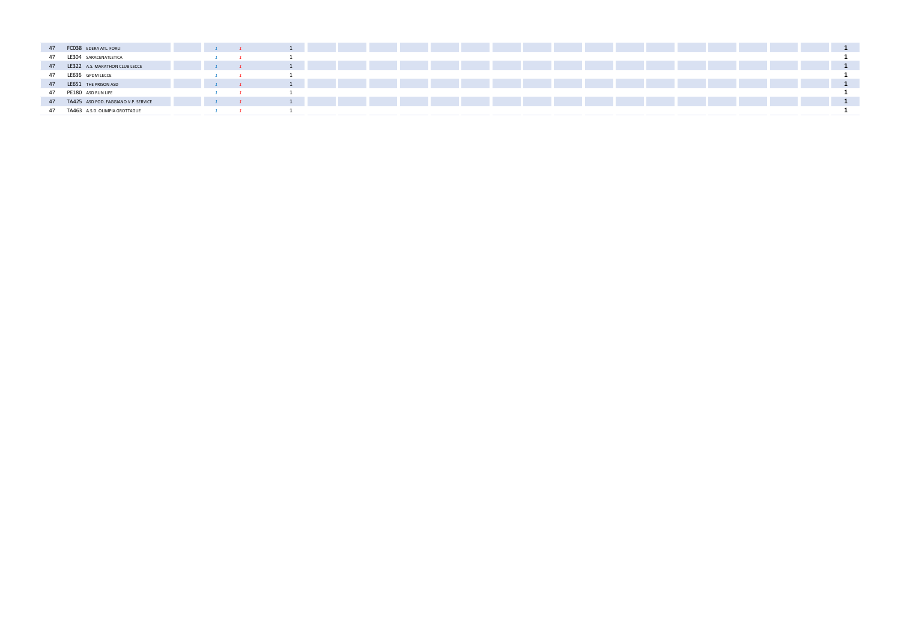| | | | | | | | | | | | | | | | | | | | | | | | |
|---|---|---|---|---|---|---|---|---|---|---|---|---|---|---|---|---|---|---|---|---|---|---|---|
| 47 | FC038 | EDERA ATL. FORLI | | *1* | *1* | 1 | | | | | | | | | | | | | | | | | **1** |
| 47 | LE304 | SARACENATLETICA | | *1* | *1* | 1 | | | | | | | | | | | | | | | | | **1** |
| 47 | LE322 | A.S. MARATHON CLUB LECCE | | *1* | *1* | 1 | | | | | | | | | | | | | | | | | **1** |
| 47 | LE636 | GPDM LECCE | | *1* | *1* | 1 | | | | | | | | | | | | | | | | | **1** |
| 47 | LE651 | THE PRISON ASD | | *1* | *1* | 1 | | | | | | | | | | | | | | | | | **1** |
| 47 | PE180 | ASD RUN LIFE | | *1* | *1* | 1 | | | | | | | | | | | | | | | | | **1** |
| 47 | TA425 | ASD POD. FAGGIANO V.P. SERVICE | | *1* | *1* | 1 | | | | | | | | | | | | | | | | | **1** |
| 47 | TA463 | A.S.D. OLIMPIA GROTTAGLIE | | *1* | *1* | 1 | | | | | | | | | | | | | | | | | **1** |